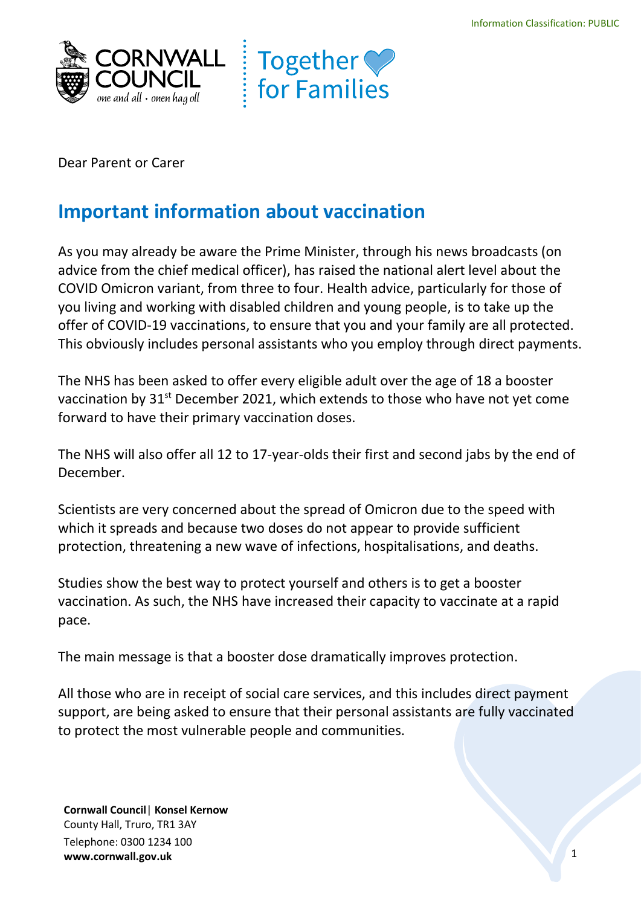Information Classification: PUBLIC

Dear Parent or Carer

## Important information about vaccination

As you may already be aware the Prime Minister, through his news broadcasts (on advice from the chief medical officer), has raised the national alert level about the COVID Omicron variant, from three to four. Health advice, particularly for those of you living and working with disabled children and young people, is to take up the offer of COVID-19 vaccinations, to ensure that you and your family are all protected. This obviously includes personal assistants who you employ through direct payments.

The NHS has been asked to offer every eligible adult over the age of 18 a booster vaccination by 31st December 2021, which extends to those who have not yet come forward to have their primary vaccination doses.

The NHS will also offer all 12 to 17-year-olds their first and second jabs by the end of December.

Scientists are very concerned about the spread of Omicron due to the speed with which it spreads and because two doses do not appear to provide sufficient protection, threatening a new wave of infections, hospitalisations, and deaths.

Studies show the best way to protect yourself and others is to get a booster vaccination. As such, the NHS have increased their capacity to vaccinate at a rapid pace.

The main message is that a booster dose dramatically improves protection.

All those who are in receipt of social care services, and this includes direct payment support, are being asked to ensure that their personal assistants are fully vaccinated to protect the most vulnerable people and communities.

**Cornwall Council** | **Konsel Kernow**
County Hall, Truro, TR1 3AY
Telephone: 0300 1234 100
**www.cornwall.gov.uk**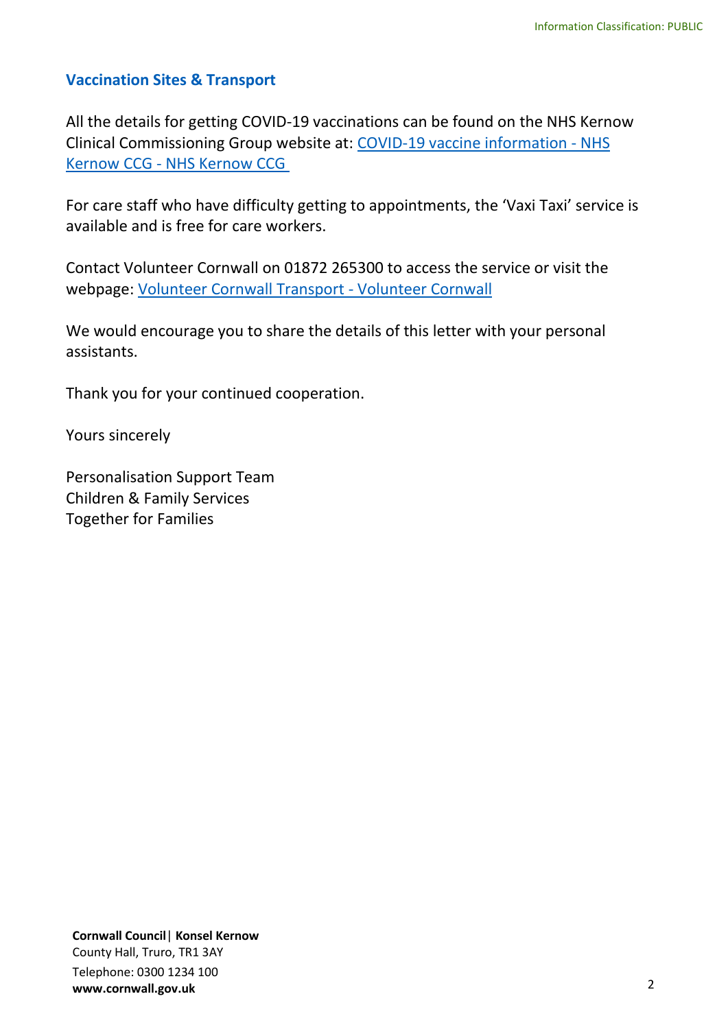### Vaccination Sites & Transport

All the details for getting COVID-19 vaccinations can be found on the NHS Kernow Clinical Commissioning Group website at: COVID-19 vaccine information - NHS Kernow CCG - NHS Kernow CCG

For care staff who have difficulty getting to appointments, the 'Vaxi Taxi' service is available and is free for care workers.

Contact Volunteer Cornwall on 01872 265300 to access the service or visit the webpage: Volunteer Cornwall Transport - Volunteer Cornwall

We would encourage you to share the details of this letter with your personal assistants.

Thank you for your continued cooperation.

Yours sincerely

Personalisation Support Team
Children & Family Services
Together for Families

**Cornwall Council** | **Konsel Kernow**
County Hall, Truro, TR1 3AY
Telephone: 0300 1234 100
**www.cornwall.gov.uk**